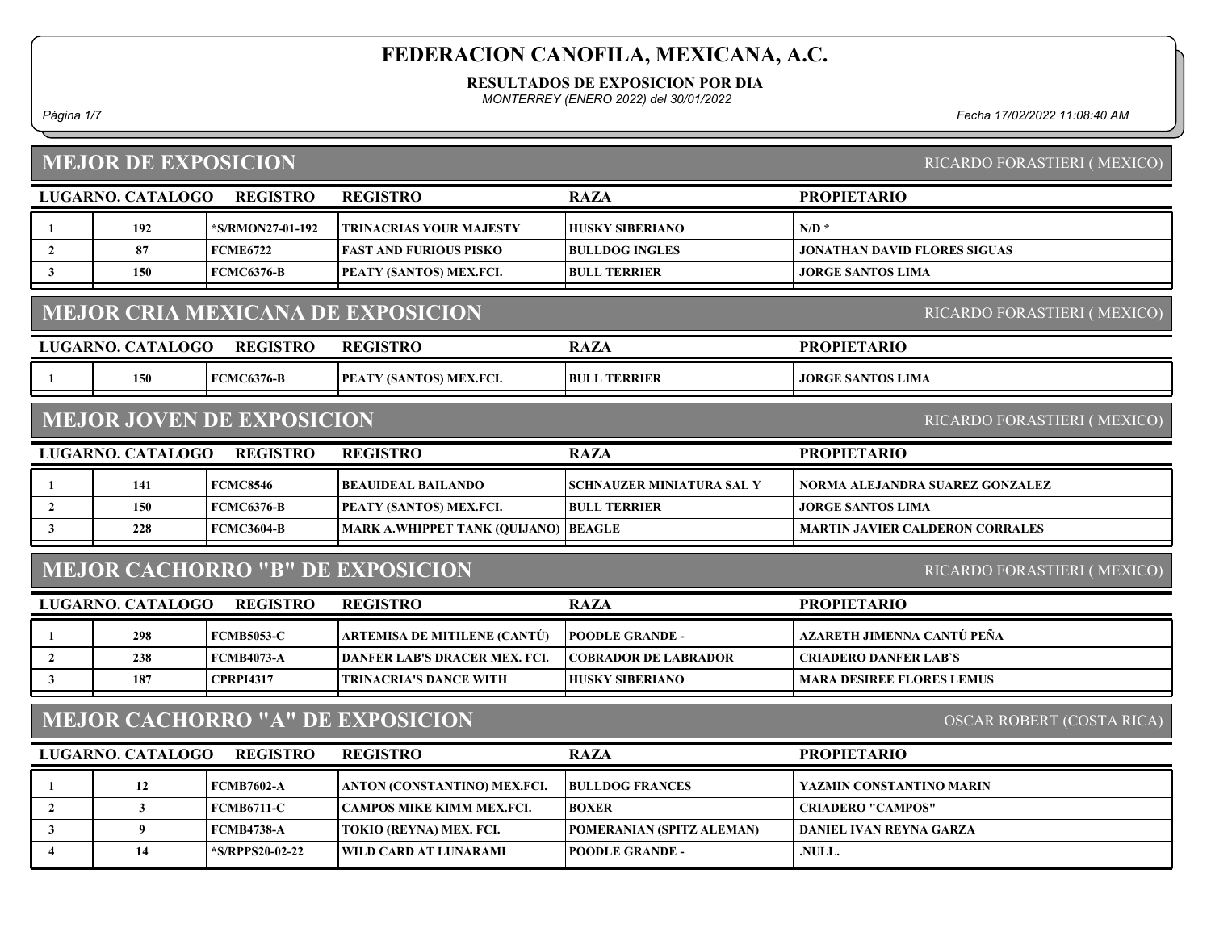# FEDERACION CANOFILA, MEXICANA, A.C.

**RESULTADOS DE EXPOSICION POR DIA**

*MONTERREY (ENERO 2022) del 30/01/2022*

*Fecha 17/02/2022 11:08:40 AM*

## MEJOR DE EXPOSICION

RICARDO FORASTIERI ( MEXICO)

| LUGAR | NO. CATALOGO | REGISTRO | REGISTRO | RAZA | PROPIETARIO |
|---|---|---|---|---|---|
| 1 | 192 | *S/RMON27-01-192 | TRINACRIAS YOUR MAJESTY | HUSKY SIBERIANO | N/D * |
| 2 | 87 | FCME6722 | FAST AND FURIOUS PISKO | BULLDOG INGLES | JONATHAN DAVID FLORES SIGUAS |
| 3 | 150 | FCMC6376-B | PEATY (SANTOS) MEX.FCI. | BULL TERRIER | JORGE SANTOS LIMA |

## MEJOR CRIA MEXICANA DE EXPOSICION

RICARDO FORASTIERI ( MEXICO)

| LUGAR | NO. CATALOGO | REGISTRO | REGISTRO | RAZA | PROPIETARIO |
|---|---|---|---|---|---|
| 1 | 150 | FCMC6376-B | PEATY (SANTOS) MEX.FCI. | BULL TERRIER | JORGE SANTOS LIMA |

## MEJOR JOVEN DE EXPOSICION

RICARDO FORASTIERI ( MEXICO)

| LUGAR | NO. CATALOGO | REGISTRO | REGISTRO | RAZA | PROPIETARIO |
|---|---|---|---|---|---|
| 1 | 141 | FCMC8546 | BEAUIDEAL BAILANDO | SCHNAUZER MINIATURA SAL Y | NORMA ALEJANDRA SUAREZ GONZALEZ |
| 2 | 150 | FCMC6376-B | PEATY (SANTOS) MEX.FCI. | BULL TERRIER | JORGE SANTOS LIMA |
| 3 | 228 | FCMC3604-B | MARK A.WHIPPET TANK (QUIJANO) | BEAGLE | MARTIN JAVIER CALDERON CORRALES |

## MEJOR CACHORRO "B" DE EXPOSICION

RICARDO FORASTIERI ( MEXICO)

| LUGAR | NO. CATALOGO | REGISTRO | REGISTRO | RAZA | PROPIETARIO |
|---|---|---|---|---|---|
| 1 | 298 | FCMB5053-C | ARTEMISA DE MITILENE (CANTÚ) | POODLE GRANDE - | AZARETH JIMENNA CANTÚ PEÑA |
| 2 | 238 | FCMB4073-A | DANFER LAB'S DRACER MEX. FCI. | COBRADOR DE LABRADOR | CRIADERO DANFER LAB`S |
| 3 | 187 | CPRPI4317 | TRINACRIA'S DANCE WITH | HUSKY SIBERIANO | MARA DESIREE FLORES LEMUS |

## MEJOR CACHORRO "A" DE EXPOSICION

OSCAR ROBERT (COSTA RICA)

| LUGAR | NO. CATALOGO | REGISTRO | REGISTRO | RAZA | PROPIETARIO |
|---|---|---|---|---|---|
| 1 | 12 | FCMB7602-A | ANTON (CONSTANTINO) MEX.FCI. | BULLDOG FRANCES | YAZMIN CONSTANTINO MARIN |
| 2 | 3 | FCMB6711-C | CAMPOS MIKE KIMM MEX.FCI. | BOXER | CRIADERO "CAMPOS" |
| 3 | 9 | FCMB4738-A | TOKIO (REYNA) MEX. FCI. | POMERANIAN (SPITZ ALEMAN) | DANIEL IVAN REYNA GARZA |
| 4 | 14 | *S/RPPS20-02-22 | WILD CARD AT LUNARAMI | POODLE GRANDE - | .NULL. |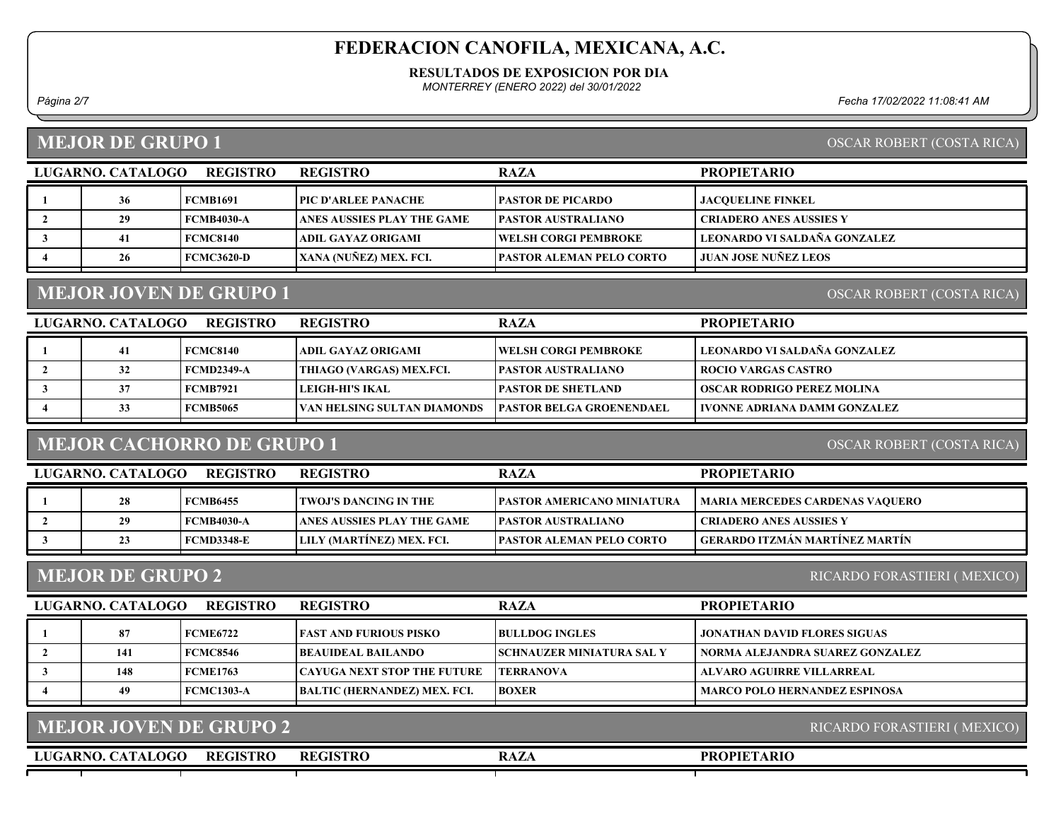# FEDERACION CANOFILA, MEXICANA, A.C.

**RESULTADOS DE EXPOSICION POR DIA**

*MONTERREY (ENERO 2022) del 30/01/2022*

## MEJOR DE GRUPO 1

OSCAR ROBERT (COSTA RICA)

| LUGAR | NO. CATALOGO | REGISTRO | REGISTRO | RAZA | PROPIETARIO |
|---|---|---|---|---|---|
| 1 | 36 | FCMB1691 | PIC D'ARLEE PANACHE | PASTOR DE PICARDO | JACQUELINE FINKEL |
| 2 | 29 | FCMB4030-A | ANES AUSSIES PLAY THE GAME | PASTOR AUSTRALIANO | CRIADERO ANES AUSSIES Y |
| 3 | 41 | FCMC8140 | ADIL GAYAZ ORIGAMI | WELSH CORGI PEMBROKE | LEONARDO VI SALDAÑA GONZALEZ |
| 4 | 26 | FCMC3620-D | XANA (NUÑEZ) MEX. FCI. | PASTOR ALEMAN PELO CORTO | JUAN JOSE NUÑEZ LEOS |

## MEJOR JOVEN DE GRUPO 1

OSCAR ROBERT (COSTA RICA)

| LUGAR | NO. CATALOGO | REGISTRO | REGISTRO | RAZA | PROPIETARIO |
|---|---|---|---|---|---|
| 1 | 41 | FCMC8140 | ADIL GAYAZ ORIGAMI | WELSH CORGI PEMBROKE | LEONARDO VI SALDAÑA GONZALEZ |
| 2 | 32 | FCMD2349-A | THIAGO (VARGAS) MEX.FCI. | PASTOR AUSTRALIANO | ROCIO VARGAS CASTRO |
| 3 | 37 | FCMB7921 | LEIGH-HI'S IKAL | PASTOR DE SHETLAND | OSCAR RODRIGO PEREZ MOLINA |
| 4 | 33 | FCMB5065 | VAN HELSING SULTAN DIAMONDS | PASTOR BELGA GROENENDAEL | IVONNE ADRIANA DAMM GONZALEZ |

## MEJOR CACHORRO DE GRUPO 1

OSCAR ROBERT (COSTA RICA)

| LUGAR | NO. CATALOGO | REGISTRO | REGISTRO | RAZA | PROPIETARIO |
|---|---|---|---|---|---|
| 1 | 28 | FCMB6455 | TWOJ'S DANCING IN THE | PASTOR AMERICANO MINIATURA | MARIA MERCEDES CARDENAS VAQUERO |
| 2 | 29 | FCMB4030-A | ANES AUSSIES PLAY THE GAME | PASTOR AUSTRALIANO | CRIADERO ANES AUSSIES Y |
| 3 | 23 | FCMD3348-E | LILY (MARTÍNEZ) MEX. FCI. | PASTOR ALEMAN PELO CORTO | GERARDO ITZMÁN MARTÍNEZ MARTÍN |

## MEJOR DE GRUPO 2

RICARDO FORASTIERI ( MEXICO)

| LUGAR | NO. CATALOGO | REGISTRO | REGISTRO | RAZA | PROPIETARIO |
|---|---|---|---|---|---|
| 1 | 87 | FCME6722 | FAST AND FURIOUS PISKO | BULLDOG INGLES | JONATHAN DAVID FLORES SIGUAS |
| 2 | 141 | FCMC8546 | BEAUIDEAL BAILANDO | SCHNAUZER MINIATURA SAL Y | NORMA ALEJANDRA SUAREZ GONZALEZ |
| 3 | 148 | FCME1763 | CAYUGA NEXT STOP THE FUTURE | TERRANOVA | ALVARO AGUIRRE VILLARREAL |
| 4 | 49 | FCMC1303-A | BALTIC (HERNANDEZ) MEX. FCI. | BOXER | MARCO POLO HERNANDEZ ESPINOSA |

## MEJOR JOVEN DE GRUPO 2

RICARDO FORASTIERI ( MEXICO)

| LUGAR | NO. CATALOGO | REGISTRO | REGISTRO | RAZA | PROPIETARIO |
|---|---|---|---|---|---|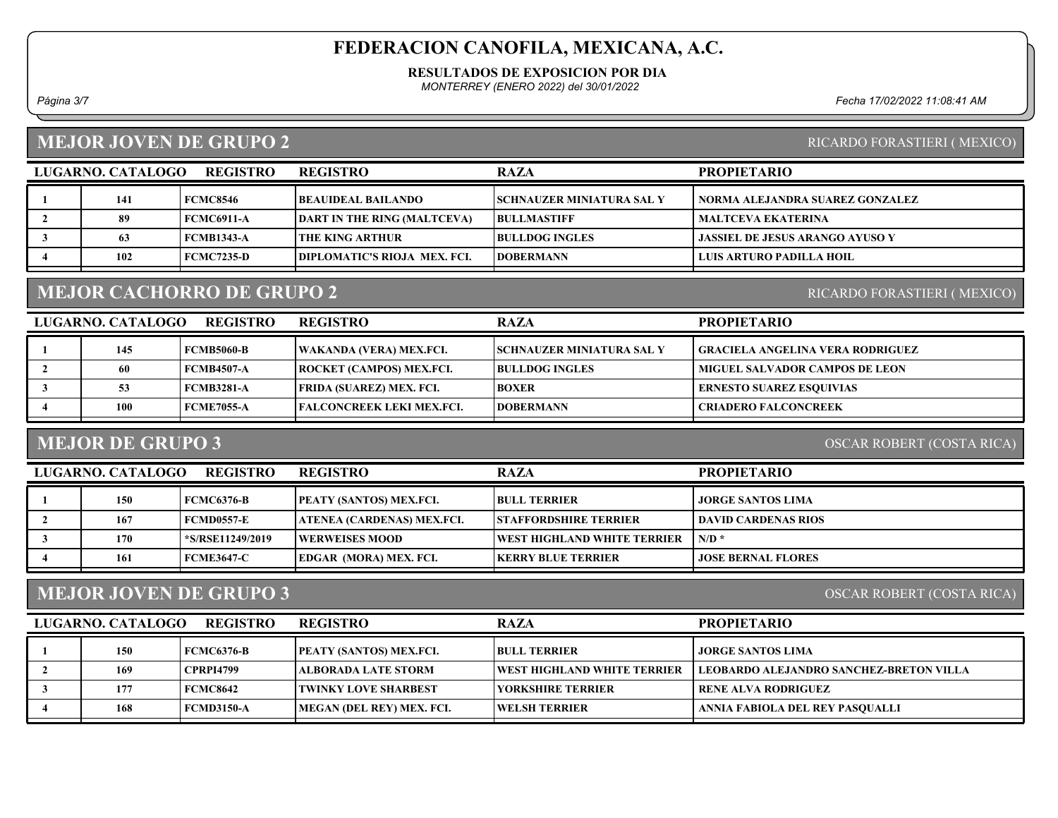# FEDERACION CANOFILA, MEXICANA, A.C.

**RESULTADOS DE EXPOSICION POR DIA**

*MONTERREY (ENERO 2022) del 30/01/2022*

*Fecha 17/02/2022 11:08:41 AM*

## MEJOR JOVEN DE GRUPO 2

RICARDO FORASTIERI ( MEXICO)

| LUGAR | NO. CATALOGO | REGISTRO | REGISTRO | RAZA | PROPIETARIO |
|---|---|---|---|---|---|
| 1 | 141 | FCMC8546 | BEAUIDEAL BAILANDO | SCHNAUZER MINIATURA SAL Y | NORMA ALEJANDRA SUAREZ GONZALEZ |
| 2 | 89 | FCMC6911-A | DART IN THE RING (MALTCEVA) | BULLMASTIFF | MALTCEVA EKATERINA |
| 3 | 63 | FCMB1343-A | THE KING ARTHUR | BULLDOG INGLES | JASSIEL DE JESUS ARANGO AYUSO Y |
| 4 | 102 | FCMC7235-D | DIPLOMATIC'S RIOJA MEX. FCI. | DOBERMANN | LUIS ARTURO PADILLA HOIL |

## MEJOR CACHORRO DE GRUPO 2

RICARDO FORASTIERI ( MEXICO)

| LUGAR | NO. CATALOGO | REGISTRO | REGISTRO | RAZA | PROPIETARIO |
|---|---|---|---|---|---|
| 1 | 145 | FCMB5060-B | WAKANDA (VERA) MEX.FCI. | SCHNAUZER MINIATURA SAL Y | GRACIELA ANGELINA VERA RODRIGUEZ |
| 2 | 60 | FCMB4507-A | ROCKET (CAMPOS) MEX.FCI. | BULLDOG INGLES | MIGUEL SALVADOR CAMPOS DE LEON |
| 3 | 53 | FCMB3281-A | FRIDA (SUAREZ) MEX. FCI. | BOXER | ERNESTO SUAREZ ESQUIVIAS |
| 4 | 100 | FCME7055-A | FALCONCREEK LEKI MEX.FCI. | DOBERMANN | CRIADERO FALCONCREEK |

## MEJOR DE GRUPO 3

OSCAR ROBERT (COSTA RICA)

| LUGAR | NO. CATALOGO | REGISTRO | REGISTRO | RAZA | PROPIETARIO |
|---|---|---|---|---|---|
| 1 | 150 | FCMC6376-B | PEATY (SANTOS) MEX.FCI. | BULL TERRIER | JORGE SANTOS LIMA |
| 2 | 167 | FCMD0557-E | ATENEA (CARDENAS) MEX.FCI. | STAFFORDSHIRE TERRIER | DAVID CARDENAS RIOS |
| 3 | 170 | *S/RSE11249/2019 | WERWEISES MOOD | WEST HIGHLAND WHITE TERRIER | N/D * |
| 4 | 161 | FCME3647-C | EDGAR (MORA) MEX. FCI. | KERRY BLUE TERRIER | JOSE BERNAL FLORES |

## MEJOR JOVEN DE GRUPO 3

OSCAR ROBERT (COSTA RICA)

| LUGAR | NO. CATALOGO | REGISTRO | REGISTRO | RAZA | PROPIETARIO |
|---|---|---|---|---|---|
| 1 | 150 | FCMC6376-B | PEATY (SANTOS) MEX.FCI. | BULL TERRIER | JORGE SANTOS LIMA |
| 2 | 169 | CPRPI4799 | ALBORADA LATE STORM | WEST HIGHLAND WHITE TERRIER | LEOBARDO ALEJANDRO SANCHEZ-BRETON VILLA |
| 3 | 177 | FCMC8642 | TWINKY LOVE SHARBEST | YORKSHIRE TERRIER | RENE ALVA RODRIGUEZ |
| 4 | 168 | FCMD3150-A | MEGAN (DEL REY) MEX. FCI. | WELSH TERRIER | ANNIA FABIOLA DEL REY PASQUALLI |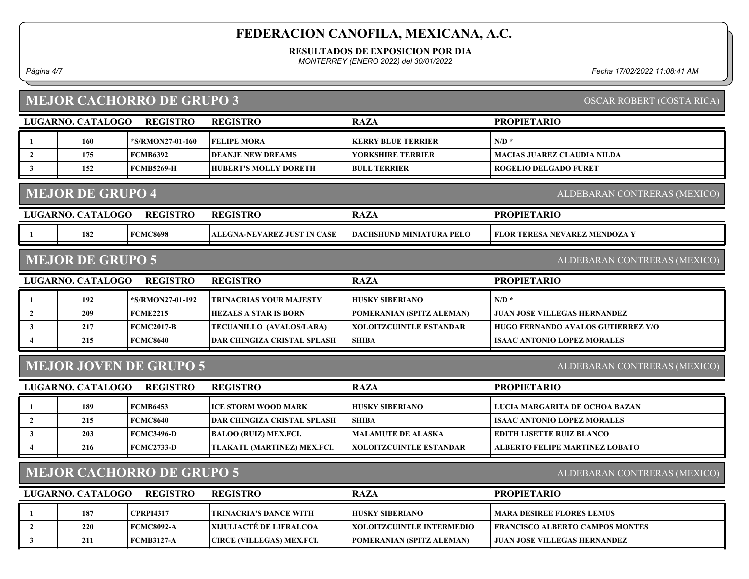# FEDERACION CANOFILA, MEXICANA, A.C.

**RESULTADOS DE EXPOSICION POR DIA**

*MONTERREY (ENERO 2022) del 30/01/2022*

*Fecha 17/02/2022 11:08:41 AM*

## MEJOR CACHORRO DE GRUPO 3

OSCAR ROBERT (COSTA RICA)

| LUGAR | NO. CATALOGO | REGISTRO | REGISTRO | RAZA | PROPIETARIO |
|---|---|---|---|---|---|
| 1 | 160 | *S/RMON27-01-160 | FELIPE MORA | KERRY BLUE TERRIER | N/D * |
| 2 | 175 | FCMB6392 | DEANJE NEW DREAMS | YORKSHIRE TERRIER | MACIAS JUAREZ CLAUDIA NILDA |
| 3 | 152 | FCMB5269-H | HUBERT'S MOLLY DORETH | BULL TERRIER | ROGELIO DELGADO FURET |

## MEJOR DE GRUPO 4

ALDEBARAN CONTRERAS (MEXICO)

| LUGAR | NO. CATALOGO | REGISTRO | REGISTRO | RAZA | PROPIETARIO |
|---|---|---|---|---|---|
| 1 | 182 | FCMC8698 | ALEGNA-NEVAREZ JUST IN CASE | DACHSHUND MINIATURA PELO | FLOR TERESA NEVAREZ MENDOZA Y |

## MEJOR DE GRUPO 5

ALDEBARAN CONTRERAS (MEXICO)

| LUGAR | NO. CATALOGO | REGISTRO | REGISTRO | RAZA | PROPIETARIO |
|---|---|---|---|---|---|
| 1 | 192 | *S/RMON27-01-192 | TRINACRIAS YOUR MAJESTY | HUSKY SIBERIANO | N/D * |
| 2 | 209 | FCME2215 | HEZAES A STAR IS BORN | POMERANIAN (SPITZ ALEMAN) | JUAN JOSE VILLEGAS HERNANDEZ |
| 3 | 217 | FCMC2017-B | TECUANILLO (AVALOS/LARA) | XOLOITZCUINTLE ESTANDAR | HUGO FERNANDO AVALOS GUTIERREZ Y/O |
| 4 | 215 | FCMC8640 | DAR CHINGIZA CRISTAL SPLASH | SHIBA | ISAAC ANTONIO LOPEZ MORALES |

## MEJOR JOVEN DE GRUPO 5

ALDEBARAN CONTRERAS (MEXICO)

| LUGAR | NO. CATALOGO | REGISTRO | REGISTRO | RAZA | PROPIETARIO |
|---|---|---|---|---|---|
| 1 | 189 | FCMB6453 | ICE STORM WOOD MARK | HUSKY SIBERIANO | LUCIA MARGARITA DE OCHOA BAZAN |
| 2 | 215 | FCMC8640 | DAR CHINGIZA CRISTAL SPLASH | SHIBA | ISAAC ANTONIO LOPEZ MORALES |
| 3 | 203 | FCMC3496-D | BALOO (RUIZ) MEX.FCI. | MALAMUTE DE ALASKA | EDITH LISETTE RUIZ BLANCO |
| 4 | 216 | FCMC2733-D | TLAKATL (MARTINEZ) MEX.FCI. | XOLOITZCUINTLE ESTANDAR | ALBERTO FELIPE MARTINEZ LOBATO |

## MEJOR CACHORRO DE GRUPO 5

ALDEBARAN CONTRERAS (MEXICO)

| LUGAR | NO. CATALOGO | REGISTRO | REGISTRO | RAZA | PROPIETARIO |
|---|---|---|---|---|---|
| 1 | 187 | CPRPI4317 | TRINACRIA'S DANCE WITH | HUSKY SIBERIANO | MARA DESIREE FLORES LEMUS |
| 2 | 220 | FCMC8092-A | XIJULIACTÉ DE LIFRALCOA | XOLOITZCUINTLE INTERMEDIO | FRANCISCO ALBERTO CAMPOS MONTES |
| 3 | 211 | FCMB3127-A | CIRCE (VILLEGAS) MEX.FCI. | POMERANIAN (SPITZ ALEMAN) | JUAN JOSE VILLEGAS HERNANDEZ |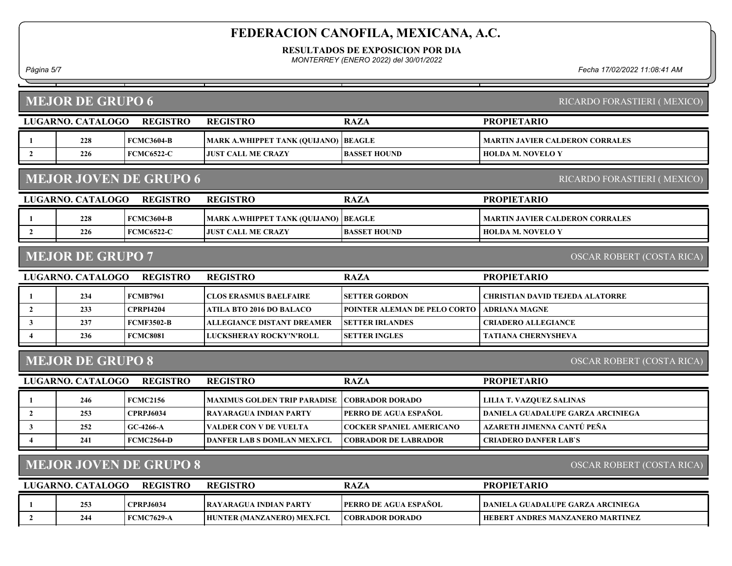# FEDERACION CANOFILA, MEXICANA, A.C.

**RESULTADOS DE EXPOSICION POR DIA**

*MONTERREY (ENERO 2022) del 30/01/2022*

## MEJOR DE GRUPO 6

RICARDO FORASTIERI ( MEXICO)

| LUGAR | NO. CATALOGO | REGISTRO | REGISTRO | RAZA | PROPIETARIO |
|---|---|---|---|---|---|
| 1 | 228 | FCMC3604-B | MARK A.WHIPPET TANK (QUIJANO) | BEAGLE | MARTIN JAVIER CALDERON CORRALES |
| 2 | 226 | FCMC6522-C | JUST CALL ME CRAZY | BASSET HOUND | HOLDA M. NOVELO Y |

## MEJOR JOVEN DE GRUPO 6

RICARDO FORASTIERI ( MEXICO)

| LUGAR | NO. CATALOGO | REGISTRO | REGISTRO | RAZA | PROPIETARIO |
|---|---|---|---|---|---|
| 1 | 228 | FCMC3604-B | MARK A.WHIPPET TANK (QUIJANO) | BEAGLE | MARTIN JAVIER CALDERON CORRALES |
| 2 | 226 | FCMC6522-C | JUST CALL ME CRAZY | BASSET HOUND | HOLDA M. NOVELO Y |

## MEJOR DE GRUPO 7

OSCAR ROBERT (COSTA RICA)

| LUGAR | NO. CATALOGO | REGISTRO | REGISTRO | RAZA | PROPIETARIO |
|---|---|---|---|---|---|
| 1 | 234 | FCMB7961 | CLOS ERASMUS BAELFAIRE | SETTER GORDON | CHRISTIAN DAVID TEJEDA ALATORRE |
| 2 | 233 | CPRPI4204 | ATILA BTO 2016 DO BALACO | POINTER ALEMAN DE PELO CORTO | ADRIANA MAGNE |
| 3 | 237 | FCMF3502-B | ALLEGIANCE DISTANT DREAMER | SETTER IRLANDES | CRIADERO ALLEGIANCE |
| 4 | 236 | FCMC8081 | LUCKSHERAY ROCKY'N'ROLL | SETTER INGLES | TATIANA CHERNYSHEVA |

## MEJOR DE GRUPO 8

OSCAR ROBERT (COSTA RICA)

| LUGAR | NO. CATALOGO | REGISTRO | REGISTRO | RAZA | PROPIETARIO |
|---|---|---|---|---|---|
| 1 | 246 | FCMC2156 | MAXIMUS GOLDEN TRIP PARADISE | COBRADOR DORADO | LILIA T. VAZQUEZ SALINAS |
| 2 | 253 | CPRPJ6034 | RAYARAGUA INDIAN PARTY | PERRO DE AGUA ESPAÑOL | DANIELA GUADALUPE GARZA ARCINIEGA |
| 3 | 252 | GC-4266-A | VALDER CON V DE VUELTA | COCKER SPANIEL AMERICANO | AZARETH JIMENNA CANTÚ PEÑA |
| 4 | 241 | FCMC2564-D | DANFER LAB S DOMLAN MEX.FCI. | COBRADOR DE LABRADOR | CRIADERO DANFER LAB`S |

## MEJOR JOVEN DE GRUPO 8

OSCAR ROBERT (COSTA RICA)

| LUGAR | NO. CATALOGO | REGISTRO | REGISTRO | RAZA | PROPIETARIO |
|---|---|---|---|---|---|
| 1 | 253 | CPRPJ6034 | RAYARAGUA INDIAN PARTY | PERRO DE AGUA ESPAÑOL | DANIELA GUADALUPE GARZA ARCINIEGA |
| 2 | 244 | FCMC7629-A | HUNTER (MANZANERO) MEX.FCI. | COBRADOR DORADO | HEBERT ANDRES MANZANERO MARTINEZ |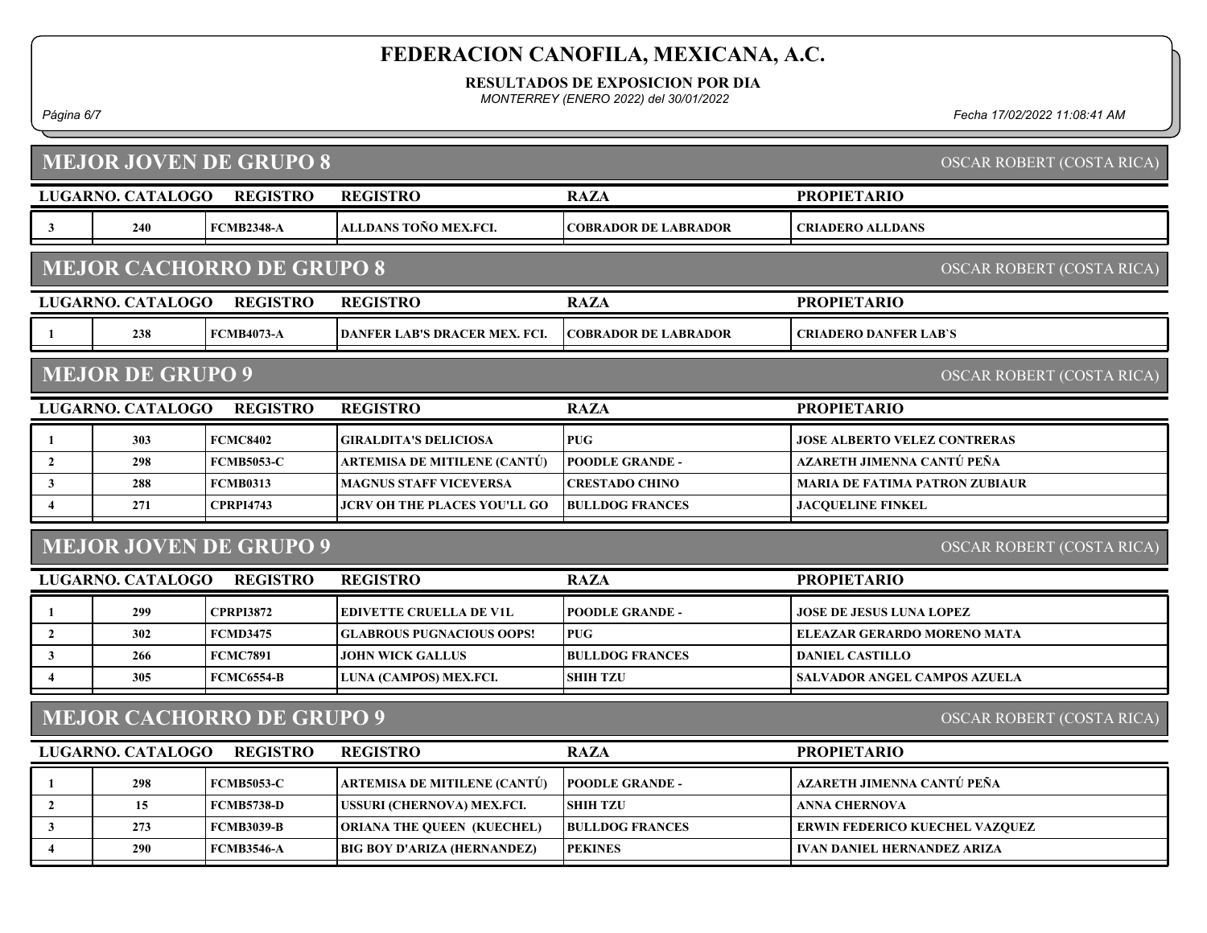# FEDERACION CANOFILA, MEXICANA, A.C.

**RESULTADOS DE EXPOSICION POR DIA**

*MONTERREY (ENERO 2022) del 30/01/2022*

## MEJOR JOVEN DE GRUPO 8

OSCAR ROBERT (COSTA RICA)

| LUGAR | NO. CATALOGO | REGISTRO | REGISTRO | RAZA | PROPIETARIO |
|---|---|---|---|---|---|
| 3 | 240 | FCMB2348-A | ALLDANS TOÑO MEX.FCI. | COBRADOR DE LABRADOR | CRIADERO ALLDANS |

## MEJOR CACHORRO DE GRUPO 8

OSCAR ROBERT (COSTA RICA)

| LUGAR | NO. CATALOGO | REGISTRO | REGISTRO | RAZA | PROPIETARIO |
|---|---|---|---|---|---|
| 1 | 238 | FCMB4073-A | DANFER LAB'S DRACER MEX. FCI. | COBRADOR DE LABRADOR | CRIADERO DANFER LAB`S |

## MEJOR DE GRUPO 9

OSCAR ROBERT (COSTA RICA)

| LUGAR | NO. CATALOGO | REGISTRO | REGISTRO | RAZA | PROPIETARIO |
|---|---|---|---|---|---|
| 1 | 303 | FCMC8402 | GIRALDITA'S DELICIOSA | PUG | JOSE ALBERTO VELEZ CONTRERAS |
| 2 | 298 | FCMB5053-C | ARTEMISA DE MITILENE (CANTÚ) | POODLE GRANDE - | AZARETH JIMENNA CANTÚ PEÑA |
| 3 | 288 | FCMB0313 | MAGNUS STAFF VICEVERSA | CRESTADO CHINO | MARIA DE FATIMA PATRON ZUBIAUR |
| 4 | 271 | CPRPI4743 | JCRV OH THE PLACES YOU'LL GO | BULLDOG FRANCES | JACQUELINE FINKEL |

## MEJOR JOVEN DE GRUPO 9

OSCAR ROBERT (COSTA RICA)

| LUGAR | NO. CATALOGO | REGISTRO | REGISTRO | RAZA | PROPIETARIO |
|---|---|---|---|---|---|
| 1 | 299 | CPRPI3872 | EDIVETTE CRUELLA DE V1L | POODLE GRANDE - | JOSE DE JESUS LUNA LOPEZ |
| 2 | 302 | FCMD3475 | GLABROUS PUGNACIOUS OOPS! | PUG | ELEAZAR GERARDO MORENO MATA |
| 3 | 266 | FCMC7891 | JOHN WICK GALLUS | BULLDOG FRANCES | DANIEL CASTILLO |
| 4 | 305 | FCMC6554-B | LUNA (CAMPOS) MEX.FCI. | SHIH TZU | SALVADOR ANGEL CAMPOS AZUELA |

## MEJOR CACHORRO DE GRUPO 9

OSCAR ROBERT (COSTA RICA)

| LUGAR | NO. CATALOGO | REGISTRO | REGISTRO | RAZA | PROPIETARIO |
|---|---|---|---|---|---|
| 1 | 298 | FCMB5053-C | ARTEMISA DE MITILENE (CANTÚ) | POODLE GRANDE - | AZARETH JIMENNA CANTÚ PEÑA |
| 2 | 15 | FCMB5738-D | USSURI (CHERNOVA) MEX.FCI. | SHIH TZU | ANNA CHERNOVA |
| 3 | 273 | FCMB3039-B | ORIANA THE QUEEN (KUECHEL) | BULLDOG FRANCES | ERWIN FEDERICO KUECHEL VAZQUEZ |
| 4 | 290 | FCMB3546-A | BIG BOY D'ARIZA (HERNANDEZ) | PEKINES | IVAN DANIEL HERNANDEZ ARIZA |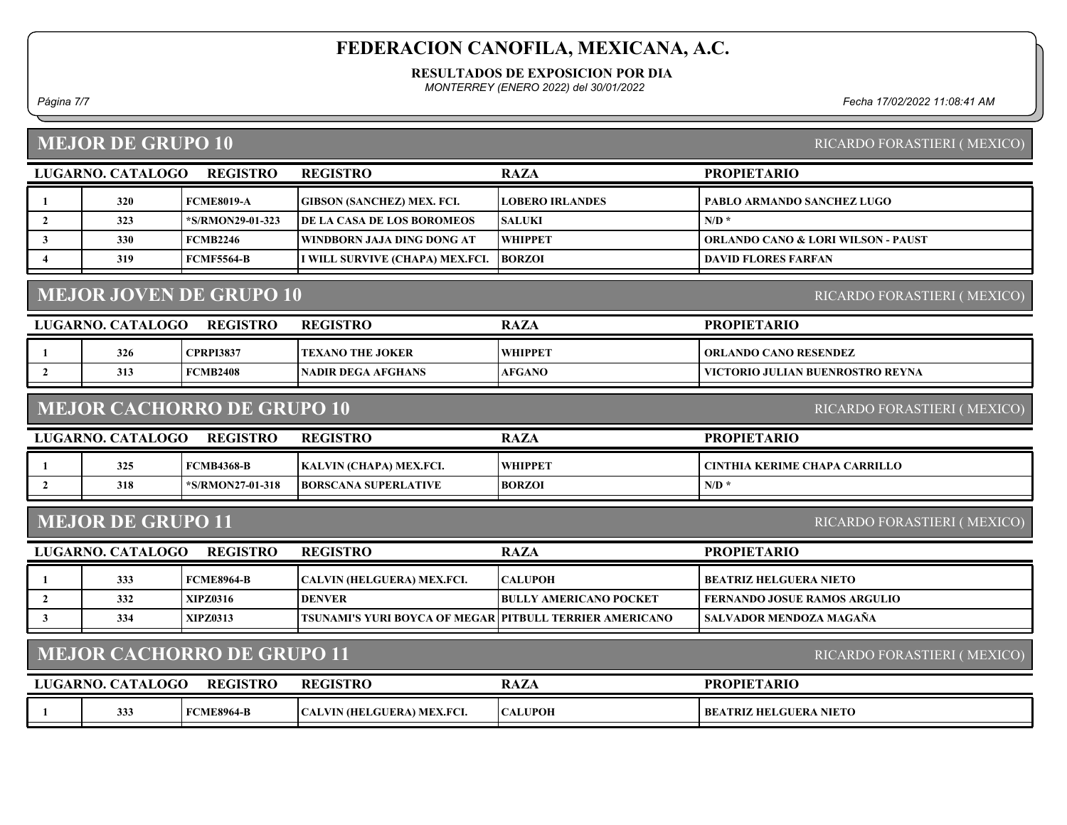# FEDERACION CANOFILA, MEXICANA, A.C.

**RESULTADOS DE EXPOSICION POR DIA**

*MONTERREY (ENERO 2022) del 30/01/2022*

## MEJOR DE GRUPO 10

RICARDO FORASTIERI ( MEXICO)

| LUGAR | NO. CATALOGO | REGISTRO | REGISTRO | RAZA | PROPIETARIO |
|---|---|---|---|---|---|
| 1 | 320 | FCME8019-A | GIBSON (SANCHEZ) MEX. FCI. | LOBERO IRLANDES | PABLO ARMANDO SANCHEZ LUGO |
| 2 | 323 | *S/RMON29-01-323 | DE LA CASA DE LOS BOROMEOS | SALUKI | N/D * |
| 3 | 330 | FCMB2246 | WINDBORN JAJA DING DONG AT | WHIPPET | ORLANDO CANO & LORI WILSON - PAUST |
| 4 | 319 | FCMF5564-B | I WILL SURVIVE (CHAPA) MEX.FCI. | BORZOI | DAVID FLORES FARFAN |

## MEJOR JOVEN DE GRUPO 10

RICARDO FORASTIERI ( MEXICO)

| LUGAR | NO. CATALOGO | REGISTRO | REGISTRO | RAZA | PROPIETARIO |
|---|---|---|---|---|---|
| 1 | 326 | CPRPI3837 | TEXANO THE JOKER | WHIPPET | ORLANDO CANO RESENDEZ |
| 2 | 313 | FCMB2408 | NADIR DEGA AFGHANS | AFGANO | VICTORIO JULIAN BUENROSTRO REYNA |

## MEJOR CACHORRO DE GRUPO 10

RICARDO FORASTIERI ( MEXICO)

| LUGAR | NO. CATALOGO | REGISTRO | REGISTRO | RAZA | PROPIETARIO |
|---|---|---|---|---|---|
| 1 | 325 | FCMB4368-B | KALVIN (CHAPA) MEX.FCI. | WHIPPET | CINTHIA KERIME CHAPA CARRILLO |
| 2 | 318 | *S/RMON27-01-318 | BORSCANA SUPERLATIVE | BORZOI | N/D * |

## MEJOR DE GRUPO 11

RICARDO FORASTIERI ( MEXICO)

| LUGAR | NO. CATALOGO | REGISTRO | REGISTRO | RAZA | PROPIETARIO |
|---|---|---|---|---|---|
| 1 | 333 | FCME8964-B | CALVIN (HELGUERA) MEX.FCI. | CALUPOH | BEATRIZ HELGUERA NIETO |
| 2 | 332 | XIPZ0316 | DENVER | BULLY AMERICANO POCKET | FERNANDO JOSUE RAMOS ARGULIO |
| 3 | 334 | XIPZ0313 | TSUNAMI'S YURI BOYCA OF MEGAR | PITBULL TERRIER AMERICANO | SALVADOR MENDOZA MAGAÑA |

## MEJOR CACHORRO DE GRUPO 11

RICARDO FORASTIERI ( MEXICO)

| LUGAR | NO. CATALOGO | REGISTRO | REGISTRO | RAZA | PROPIETARIO |
|---|---|---|---|---|---|
| 1 | 333 | FCME8964-B | CALVIN (HELGUERA) MEX.FCI. | CALUPOH | BEATRIZ HELGUERA NIETO |